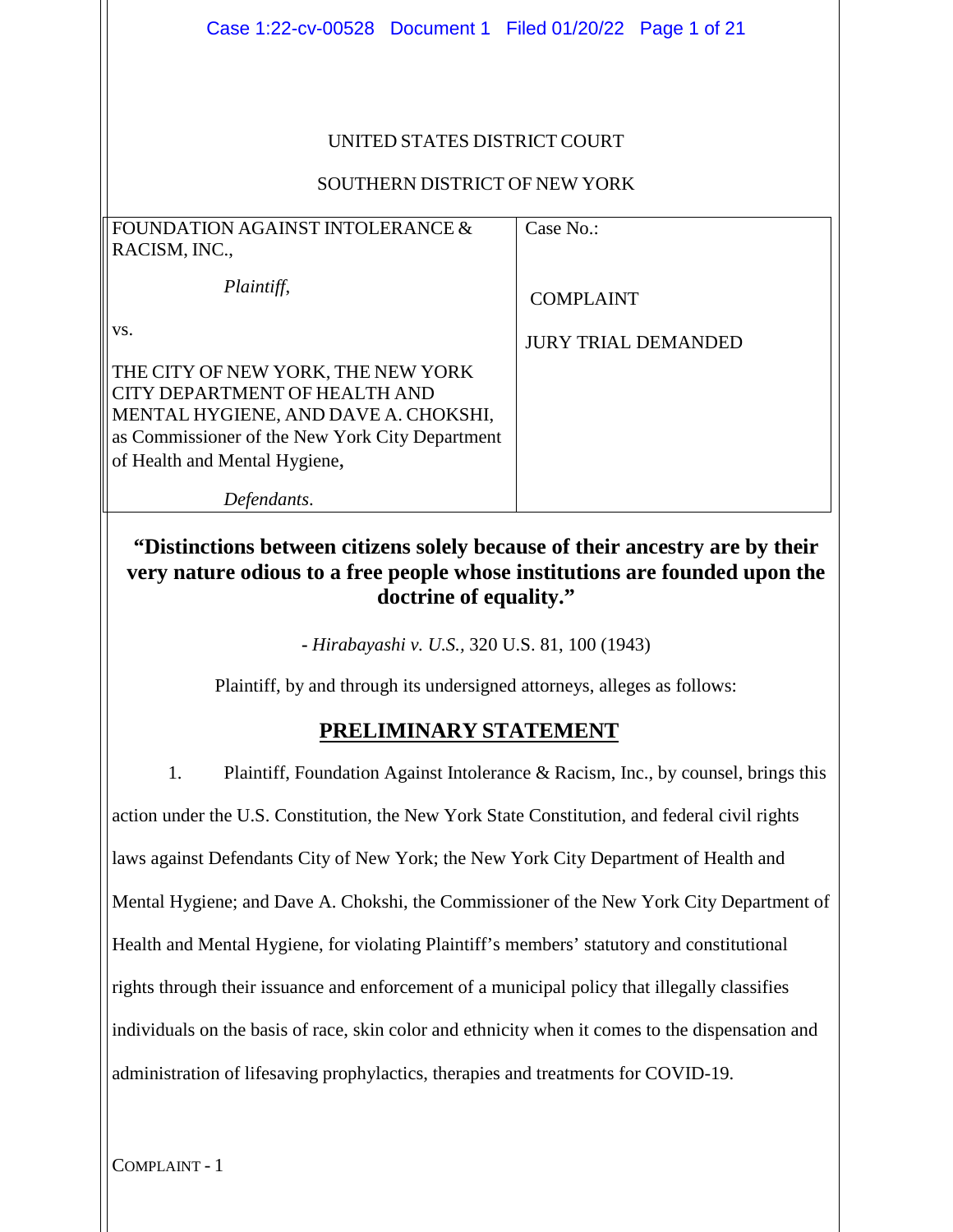UNITED STATES DISTRICT COURT

SOUTHERN DISTRICT OF NEW YORK

| FOUNDATION AGAINST INTOLERANCE & RACISM, INC., *Plaintiff*, vs. THE CITY OF NEW YORK, THE NEW YORK CITY DEPARTMENT OF HEALTH AND MENTAL HYGIENE, AND DAVE A. CHOKSHI, as Commissioner of the New York City Department of Health and Mental Hygiene, *Defendants*. | Case No.: COMPLAINT JURY TRIAL DEMANDED |
|---|---|

**"Distinctions between citizens solely because of their ancestry are by their very nature odious to a free people whose institutions are founded upon the doctrine of equality."**

- *Hirabayashi v. U.S.,* 320 U.S. 81, 100 (1943)

Plaintiff, by and through its undersigned attorneys, alleges as follows:

## PRELIMINARY STATEMENT

1. Plaintiff, Foundation Against Intolerance & Racism, Inc., by counsel, brings this action under the U.S. Constitution, the New York State Constitution, and federal civil rights laws against Defendants City of New York; the New York City Department of Health and Mental Hygiene; and Dave A. Chokshi, the Commissioner of the New York City Department of Health and Mental Hygiene, for violating Plaintiff's members' statutory and constitutional rights through their issuance and enforcement of a municipal policy that illegally classifies individuals on the basis of race, skin color and ethnicity when it comes to the dispensation and administration of lifesaving prophylactics, therapies and treatments for COVID-19.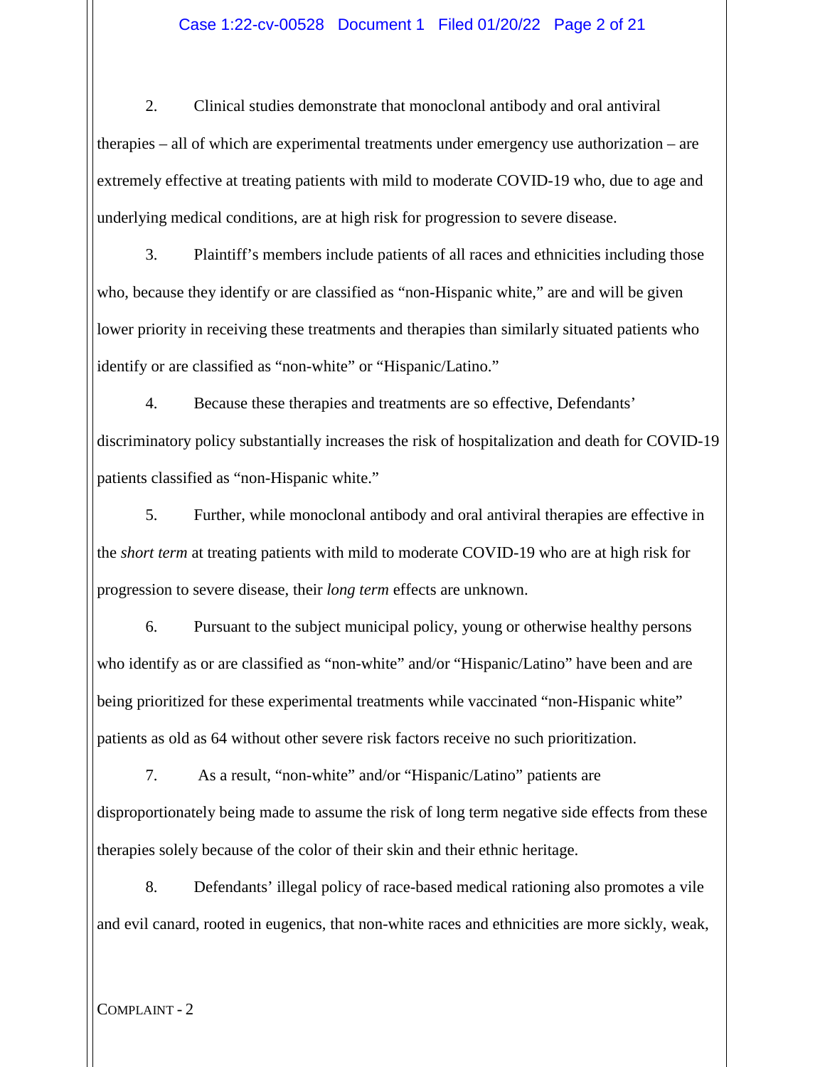2. Clinical studies demonstrate that monoclonal antibody and oral antiviral therapies – all of which are experimental treatments under emergency use authorization – are extremely effective at treating patients with mild to moderate COVID-19 who, due to age and underlying medical conditions, are at high risk for progression to severe disease.

3. Plaintiff's members include patients of all races and ethnicities including those who, because they identify or are classified as "non-Hispanic white," are and will be given lower priority in receiving these treatments and therapies than similarly situated patients who identify or are classified as "non-white" or "Hispanic/Latino."

4. Because these therapies and treatments are so effective, Defendants' discriminatory policy substantially increases the risk of hospitalization and death for COVID-19 patients classified as "non-Hispanic white."

5. Further, while monoclonal antibody and oral antiviral therapies are effective in the *short term* at treating patients with mild to moderate COVID-19 who are at high risk for progression to severe disease, their *long term* effects are unknown.

6. Pursuant to the subject municipal policy, young or otherwise healthy persons who identify as or are classified as "non-white" and/or "Hispanic/Latino" have been and are being prioritized for these experimental treatments while vaccinated "non-Hispanic white" patients as old as 64 without other severe risk factors receive no such prioritization.

7. As a result, "non-white" and/or "Hispanic/Latino" patients are disproportionately being made to assume the risk of long term negative side effects from these therapies solely because of the color of their skin and their ethnic heritage.

8. Defendants' illegal policy of race-based medical rationing also promotes a vile and evil canard, rooted in eugenics, that non-white races and ethnicities are more sickly, weak,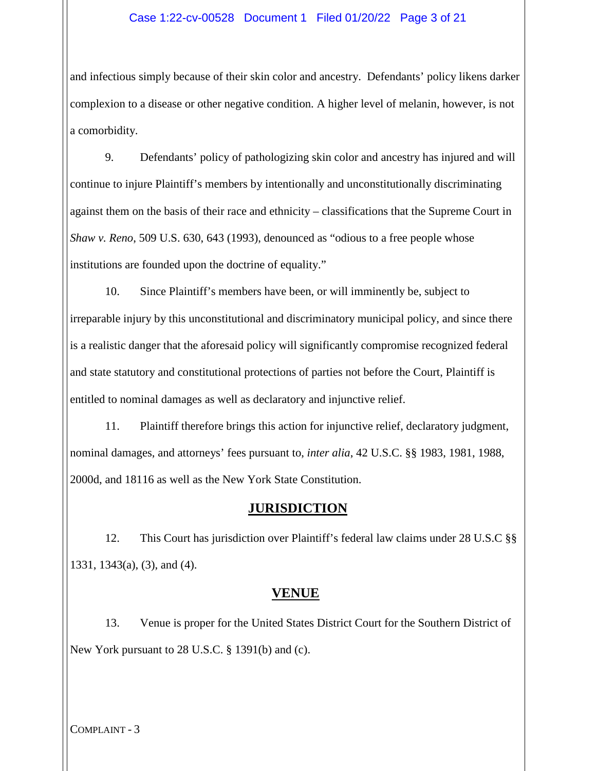and infectious simply because of their skin color and ancestry. Defendants' policy likens darker complexion to a disease or other negative condition. A higher level of melanin, however, is not a comorbidity.

9. Defendants' policy of pathologizing skin color and ancestry has injured and will continue to injure Plaintiff's members by intentionally and unconstitutionally discriminating against them on the basis of their race and ethnicity – classifications that the Supreme Court in *Shaw v. Reno*, 509 U.S. 630, 643 (1993), denounced as "odious to a free people whose institutions are founded upon the doctrine of equality."

10. Since Plaintiff's members have been, or will imminently be, subject to irreparable injury by this unconstitutional and discriminatory municipal policy, and since there is a realistic danger that the aforesaid policy will significantly compromise recognized federal and state statutory and constitutional protections of parties not before the Court, Plaintiff is entitled to nominal damages as well as declaratory and injunctive relief.

11. Plaintiff therefore brings this action for injunctive relief, declaratory judgment, nominal damages, and attorneys' fees pursuant to, *inter alia*, 42 U.S.C. §§ 1983, 1981, 1988, 2000d, and 18116 as well as the New York State Constitution.

## JURISDICTION

12. This Court has jurisdiction over Plaintiff's federal law claims under 28 U.S.C §§ 1331, 1343(a), (3), and (4).

## VENUE

13. Venue is proper for the United States District Court for the Southern District of New York pursuant to 28 U.S.C. § 1391(b) and (c).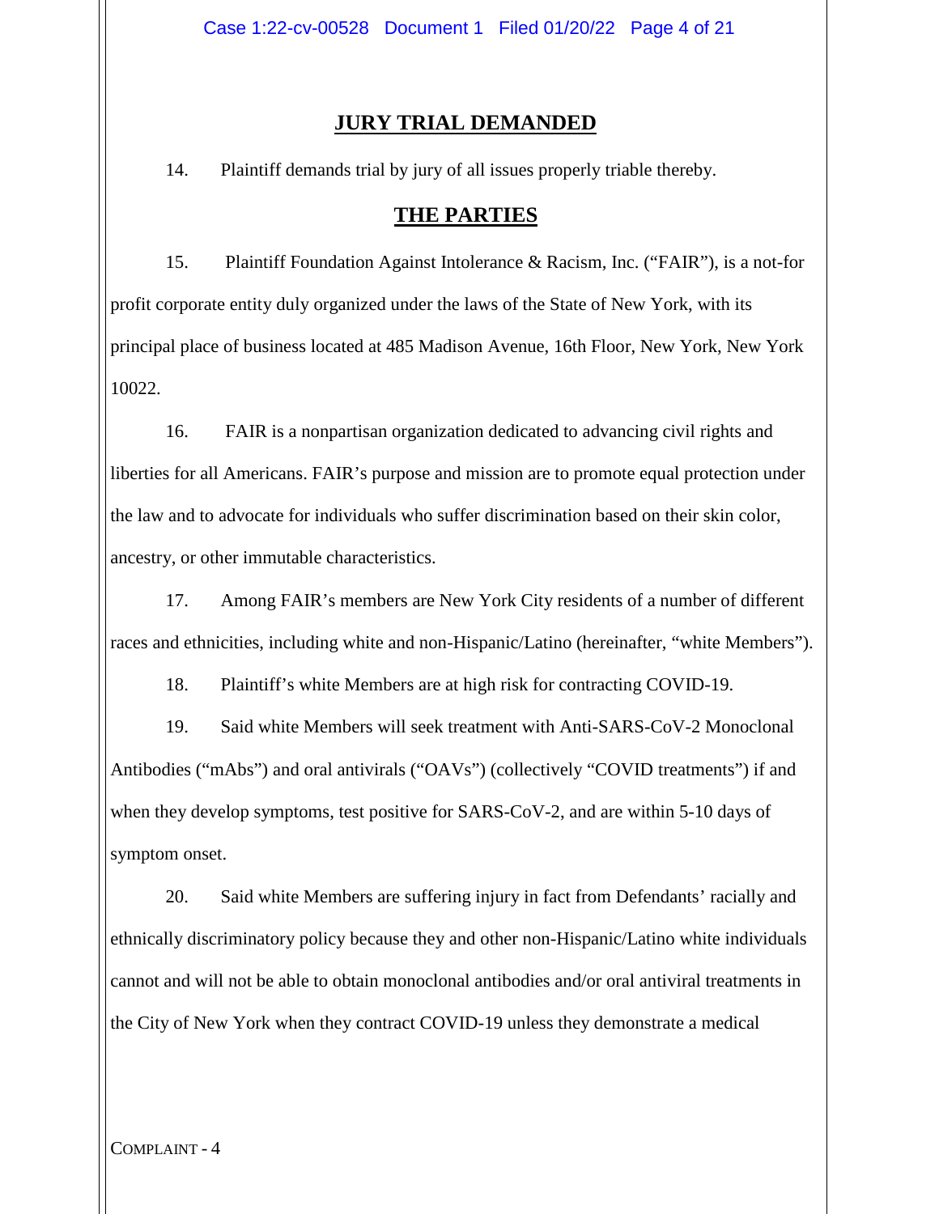## JURY TRIAL DEMANDED

14. Plaintiff demands trial by jury of all issues properly triable thereby.

## THE PARTIES

15. Plaintiff Foundation Against Intolerance & Racism, Inc. ("FAIR"), is a not-for profit corporate entity duly organized under the laws of the State of New York, with its principal place of business located at 485 Madison Avenue, 16th Floor, New York, New York 10022.

16. FAIR is a nonpartisan organization dedicated to advancing civil rights and liberties for all Americans. FAIR's purpose and mission are to promote equal protection under the law and to advocate for individuals who suffer discrimination based on their skin color, ancestry, or other immutable characteristics.

17. Among FAIR's members are New York City residents of a number of different races and ethnicities, including white and non-Hispanic/Latino (hereinafter, "white Members").

18. Plaintiff's white Members are at high risk for contracting COVID-19.

19. Said white Members will seek treatment with Anti-SARS-CoV-2 Monoclonal Antibodies ("mAbs") and oral antivirals ("OAVs") (collectively "COVID treatments") if and when they develop symptoms, test positive for SARS-CoV-2, and are within 5-10 days of symptom onset.

20. Said white Members are suffering injury in fact from Defendants' racially and ethnically discriminatory policy because they and other non-Hispanic/Latino white individuals cannot and will not be able to obtain monoclonal antibodies and/or oral antiviral treatments in the City of New York when they contract COVID-19 unless they demonstrate a medical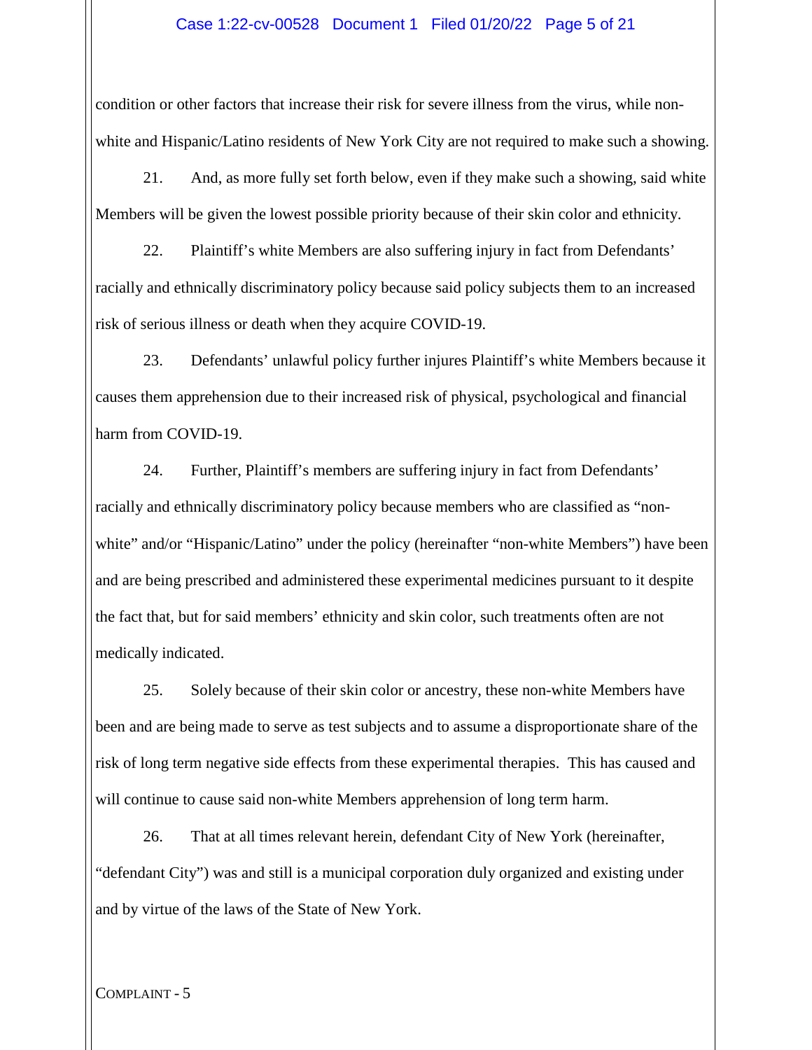condition or other factors that increase their risk for severe illness from the virus, while non-white and Hispanic/Latino residents of New York City are not required to make such a showing.

21. And, as more fully set forth below, even if they make such a showing, said white Members will be given the lowest possible priority because of their skin color and ethnicity.

22. Plaintiff's white Members are also suffering injury in fact from Defendants' racially and ethnically discriminatory policy because said policy subjects them to an increased risk of serious illness or death when they acquire COVID-19.

23. Defendants' unlawful policy further injures Plaintiff's white Members because it causes them apprehension due to their increased risk of physical, psychological and financial harm from COVID-19.

24. Further, Plaintiff's members are suffering injury in fact from Defendants' racially and ethnically discriminatory policy because members who are classified as "non-white" and/or "Hispanic/Latino" under the policy (hereinafter "non-white Members") have been and are being prescribed and administered these experimental medicines pursuant to it despite the fact that, but for said members' ethnicity and skin color, such treatments often are not medically indicated.

25. Solely because of their skin color or ancestry, these non-white Members have been and are being made to serve as test subjects and to assume a disproportionate share of the risk of long term negative side effects from these experimental therapies. This has caused and will continue to cause said non-white Members apprehension of long term harm.

26. That at all times relevant herein, defendant City of New York (hereinafter, "defendant City") was and still is a municipal corporation duly organized and existing under and by virtue of the laws of the State of New York.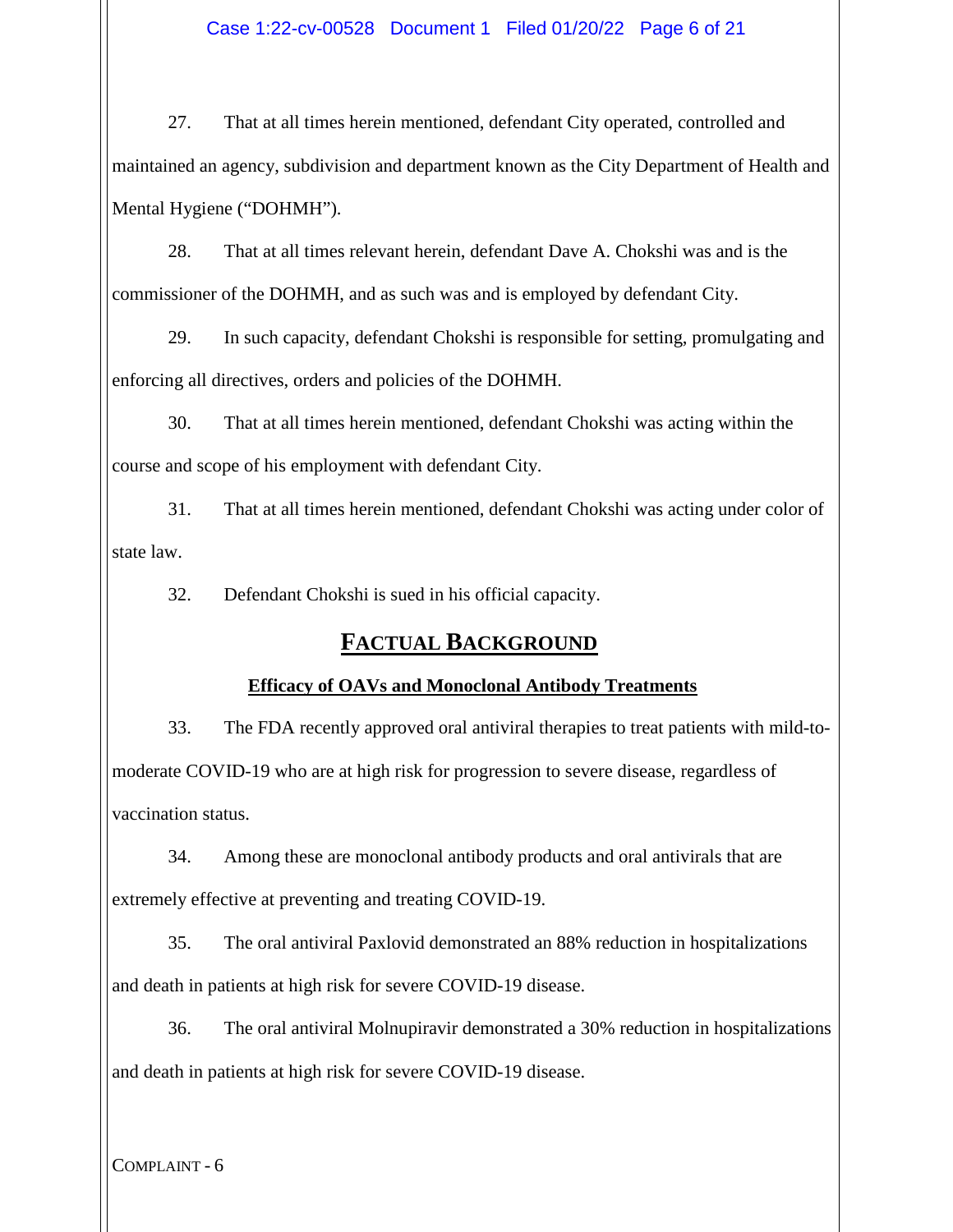27. That at all times herein mentioned, defendant City operated, controlled and maintained an agency, subdivision and department known as the City Department of Health and Mental Hygiene ("DOHMH").

28. That at all times relevant herein, defendant Dave A. Chokshi was and is the commissioner of the DOHMH, and as such was and is employed by defendant City.

29. In such capacity, defendant Chokshi is responsible for setting, promulgating and enforcing all directives, orders and policies of the DOHMH.

30. That at all times herein mentioned, defendant Chokshi was acting within the course and scope of his employment with defendant City.

31. That at all times herein mentioned, defendant Chokshi was acting under color of state law.

32. Defendant Chokshi is sued in his official capacity.

## FACTUAL BACKGROUND

### Efficacy of OAVs and Monoclonal Antibody Treatments

33. The FDA recently approved oral antiviral therapies to treat patients with mild-to-moderate COVID-19 who are at high risk for progression to severe disease, regardless of vaccination status.

34. Among these are monoclonal antibody products and oral antivirals that are extremely effective at preventing and treating COVID-19.

35. The oral antiviral Paxlovid demonstrated an 88% reduction in hospitalizations and death in patients at high risk for severe COVID-19 disease.

36. The oral antiviral Molnupiravir demonstrated a 30% reduction in hospitalizations and death in patients at high risk for severe COVID-19 disease.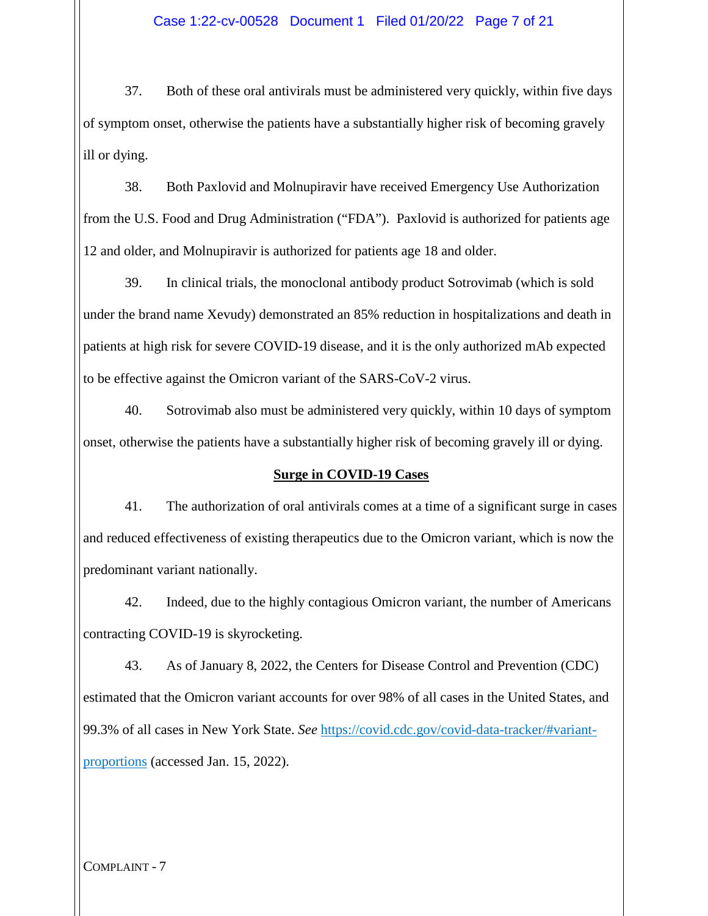37. Both of these oral antivirals must be administered very quickly, within five days of symptom onset, otherwise the patients have a substantially higher risk of becoming gravely ill or dying.

38. Both Paxlovid and Molnupiravir have received Emergency Use Authorization from the U.S. Food and Drug Administration ("FDA"). Paxlovid is authorized for patients age 12 and older, and Molnupiravir is authorized for patients age 18 and older.

39. In clinical trials, the monoclonal antibody product Sotrovimab (which is sold under the brand name Xevudy) demonstrated an 85% reduction in hospitalizations and death in patients at high risk for severe COVID-19 disease, and it is the only authorized mAb expected to be effective against the Omicron variant of the SARS-CoV-2 virus.

40. Sotrovimab also must be administered very quickly, within 10 days of symptom onset, otherwise the patients have a substantially higher risk of becoming gravely ill or dying.

**Surge in COVID-19 Cases**

41. The authorization of oral antivirals comes at a time of a significant surge in cases and reduced effectiveness of existing therapeutics due to the Omicron variant, which is now the predominant variant nationally.

42. Indeed, due to the highly contagious Omicron variant, the number of Americans contracting COVID-19 is skyrocketing.

43. As of January 8, 2022, the Centers for Disease Control and Prevention (CDC) estimated that the Omicron variant accounts for over 98% of all cases in the United States, and 99.3% of all cases in New York State. *See* https://covid.cdc.gov/covid-data-tracker/#variant-proportions (accessed Jan. 15, 2022).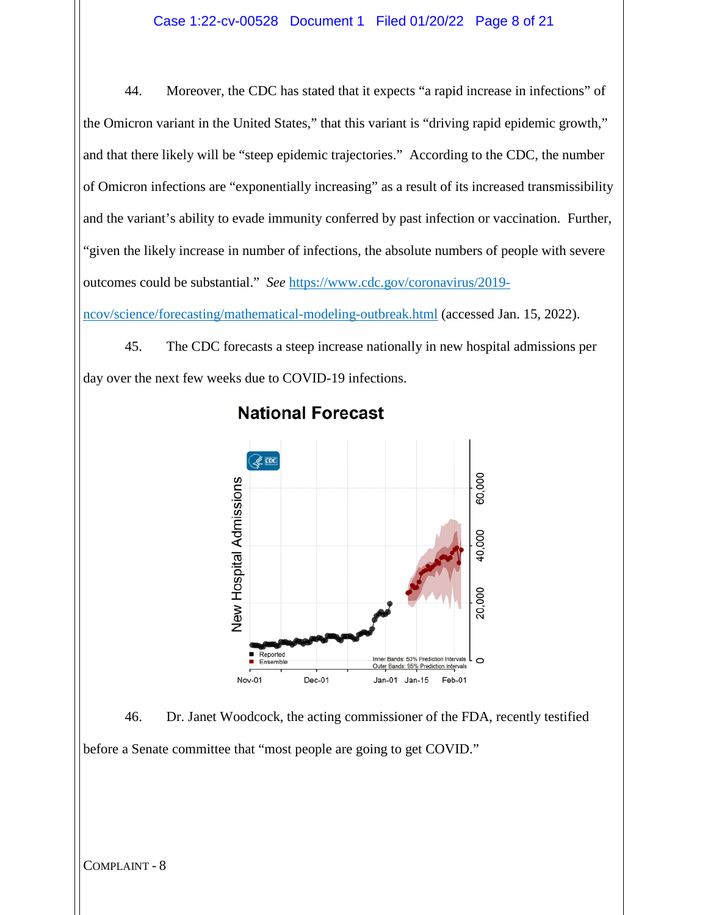44. Moreover, the CDC has stated that it expects "a rapid increase in infections" of the Omicron variant in the United States," that this variant is "driving rapid epidemic growth," and that there likely will be "steep epidemic trajectories." According to the CDC, the number of Omicron infections are "exponentially increasing" as a result of its increased transmissibility and the variant's ability to evade immunity conferred by past infection or vaccination. Further, "given the likely increase in number of infections, the absolute numbers of people with severe outcomes could be substantial." *See* https://www.cdc.gov/coronavirus/2019-ncov/science/forecasting/mathematical-modeling-outbreak.html (accessed Jan. 15, 2022).

45. The CDC forecasts a steep increase nationally in new hospital admissions per day over the next few weeks due to COVID-19 infections.

46. Dr. Janet Woodcock, the acting commissioner of the FDA, recently testified before a Senate committee that "most people are going to get COVID."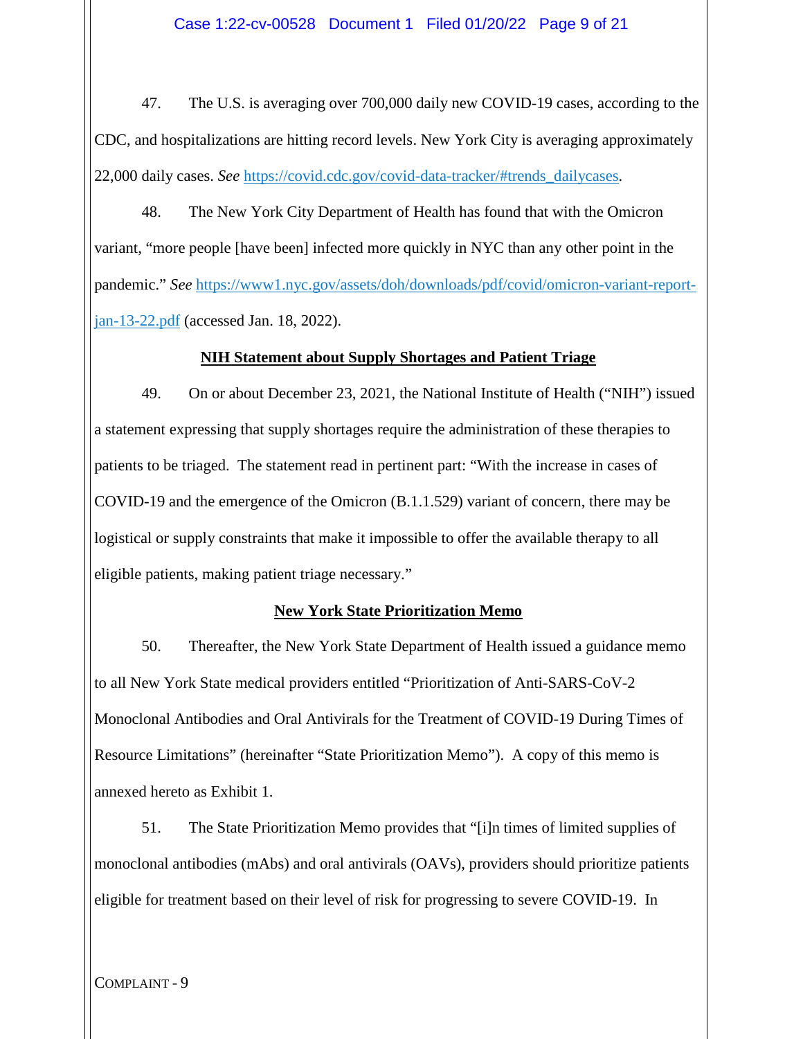47. The U.S. is averaging over 700,000 daily new COVID-19 cases, according to the CDC, and hospitalizations are hitting record levels. New York City is averaging approximately 22,000 daily cases. *See* https://covid.cdc.gov/covid-data-tracker/#trends_dailycases.

48. The New York City Department of Health has found that with the Omicron variant, "more people [have been] infected more quickly in NYC than any other point in the pandemic." *See* https://www1.nyc.gov/assets/doh/downloads/pdf/covid/omicron-variant-report-jan-13-22.pdf (accessed Jan. 18, 2022).

**NIH Statement about Supply Shortages and Patient Triage**

49. On or about December 23, 2021, the National Institute of Health ("NIH") issued a statement expressing that supply shortages require the administration of these therapies to patients to be triaged. The statement read in pertinent part: "With the increase in cases of COVID-19 and the emergence of the Omicron (B.1.1.529) variant of concern, there may be logistical or supply constraints that make it impossible to offer the available therapy to all eligible patients, making patient triage necessary."

**New York State Prioritization Memo**

50. Thereafter, the New York State Department of Health issued a guidance memo to all New York State medical providers entitled "Prioritization of Anti-SARS-CoV-2 Monoclonal Antibodies and Oral Antivirals for the Treatment of COVID-19 During Times of Resource Limitations" (hereinafter "State Prioritization Memo"). A copy of this memo is annexed hereto as Exhibit 1.

51. The State Prioritization Memo provides that "[i]n times of limited supplies of monoclonal antibodies (mAbs) and oral antivirals (OAVs), providers should prioritize patients eligible for treatment based on their level of risk for progressing to severe COVID-19. In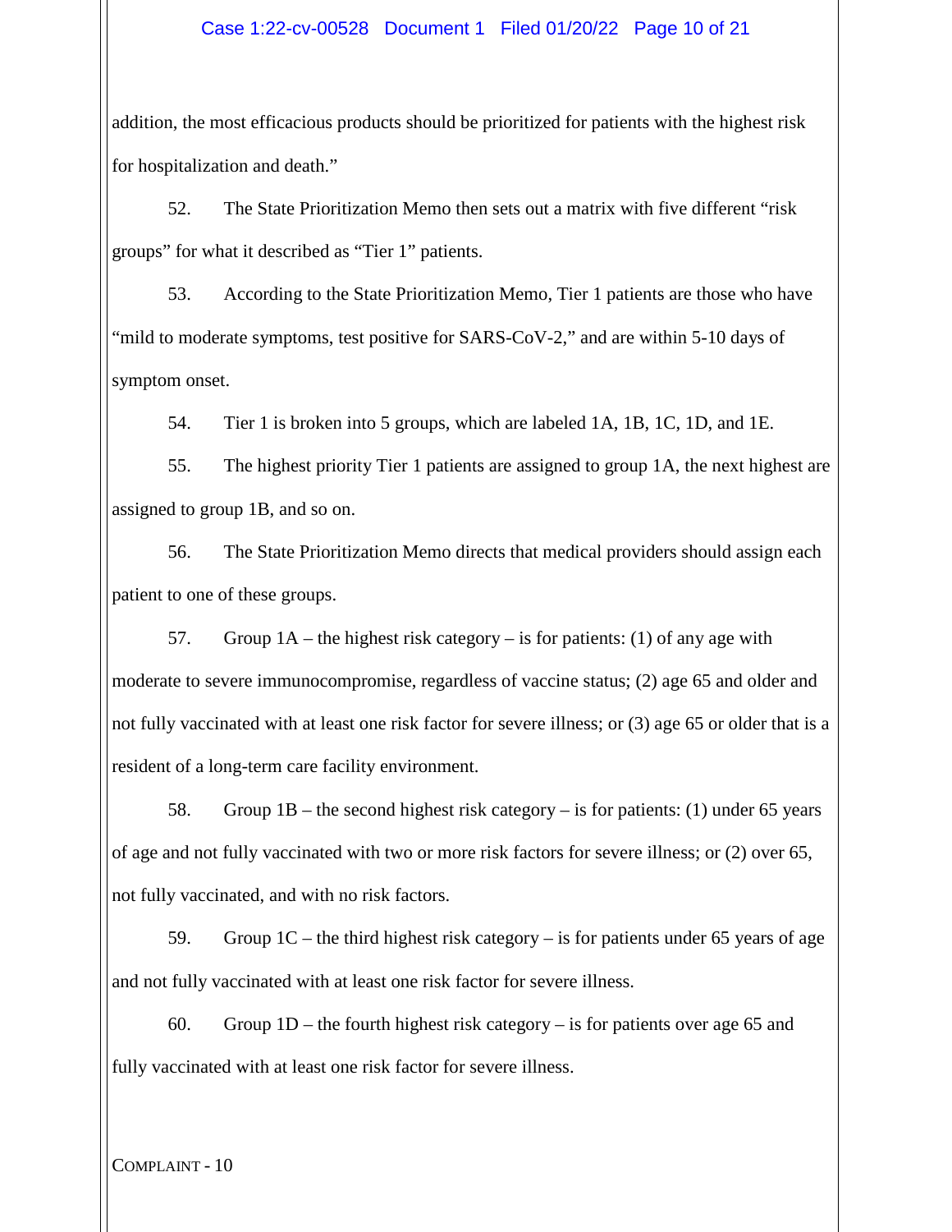addition, the most efficacious products should be prioritized for patients with the highest risk for hospitalization and death."

52. The State Prioritization Memo then sets out a matrix with five different "risk groups" for what it described as "Tier 1" patients.

53. According to the State Prioritization Memo, Tier 1 patients are those who have "mild to moderate symptoms, test positive for SARS-CoV-2," and are within 5-10 days of symptom onset.

54. Tier 1 is broken into 5 groups, which are labeled 1A, 1B, 1C, 1D, and 1E.

55. The highest priority Tier 1 patients are assigned to group 1A, the next highest are assigned to group 1B, and so on.

56. The State Prioritization Memo directs that medical providers should assign each patient to one of these groups.

57. Group 1A – the highest risk category – is for patients: (1) of any age with moderate to severe immunocompromise, regardless of vaccine status; (2) age 65 and older and not fully vaccinated with at least one risk factor for severe illness; or (3) age 65 or older that is a resident of a long-term care facility environment.

58. Group 1B – the second highest risk category – is for patients: (1) under 65 years of age and not fully vaccinated with two or more risk factors for severe illness; or (2) over 65, not fully vaccinated, and with no risk factors.

59. Group 1C – the third highest risk category – is for patients under 65 years of age and not fully vaccinated with at least one risk factor for severe illness.

60. Group 1D – the fourth highest risk category – is for patients over age 65 and fully vaccinated with at least one risk factor for severe illness.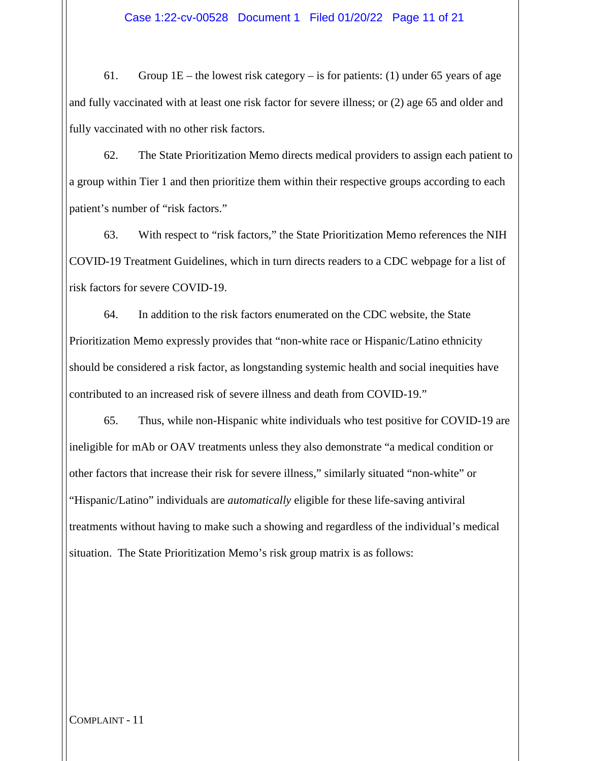61. Group 1E – the lowest risk category – is for patients: (1) under 65 years of age and fully vaccinated with at least one risk factor for severe illness; or (2) age 65 and older and fully vaccinated with no other risk factors.

62. The State Prioritization Memo directs medical providers to assign each patient to a group within Tier 1 and then prioritize them within their respective groups according to each patient's number of "risk factors."

63. With respect to "risk factors," the State Prioritization Memo references the NIH COVID-19 Treatment Guidelines, which in turn directs readers to a CDC webpage for a list of risk factors for severe COVID-19.

64. In addition to the risk factors enumerated on the CDC website, the State Prioritization Memo expressly provides that "non-white race or Hispanic/Latino ethnicity should be considered a risk factor, as longstanding systemic health and social inequities have contributed to an increased risk of severe illness and death from COVID-19."

65. Thus, while non-Hispanic white individuals who test positive for COVID-19 are ineligible for mAb or OAV treatments unless they also demonstrate "a medical condition or other factors that increase their risk for severe illness," similarly situated "non-white" or "Hispanic/Latino" individuals are *automatically* eligible for these life-saving antiviral treatments without having to make such a showing and regardless of the individual's medical situation. The State Prioritization Memo's risk group matrix is as follows: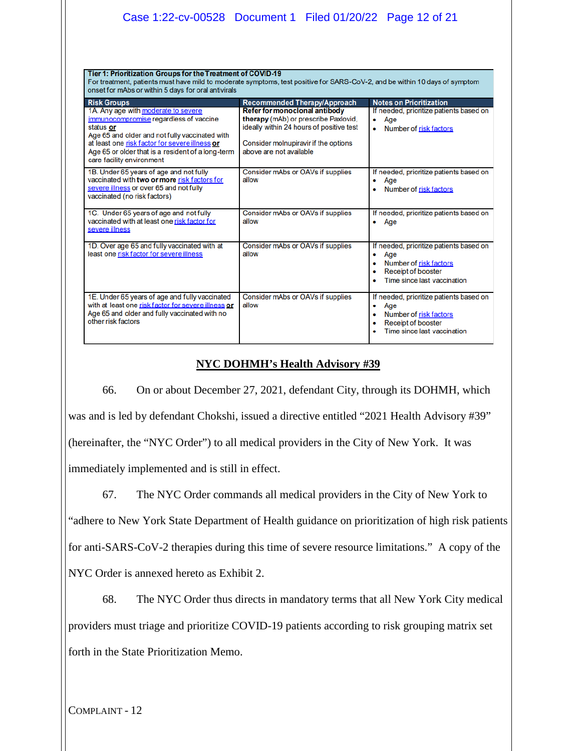| Tier 1: Prioritization Groups for the Treatment of COVID-19<br>For treatment, patients must have mild to moderate symptoms, test positive for SARS-CoV-2, and be within 10 days of symptom onset for mAbs or within 5 days for oral antivirals | | |
|---|---|---|
| **Risk Groups** | **Recommended Therapy/Approach** | **Notes on Prioritization** |
| 1A. Any age with moderate to severe immunocompromise regardless of vaccine status **or**<br>Age 65 and older and not fully vaccinated with at least one risk factor for severe illness **or**<br>Age 65 or older that is a resident of a long-term care facility environment | **Refer for monoclonal antibody therapy** (mAb) or prescribe Paxlovid, ideally within 24 hours of positive test<br><br>Consider molnupiravir if the options above are not available | If needed, prioritize patients based on<br>• Age<br>• Number of risk factors |
| 1B. Under 65 years of age and not fully vaccinated with **two or more** risk factors for severe illness or over 65 and not fully vaccinated (no risk factors) | Consider mAbs or OAVs if supplies allow | If needed, prioritize patients based on<br>• Age<br>• Number of risk factors |
| 1C. Under 65 years of age and not fully vaccinated with at least one risk factor for severe illness | Consider mAbs or OAVs if supplies allow | If needed, prioritize patients based on<br>• Age |
| 1D. Over age 65 and fully vaccinated with at least one risk factor for severe illness | Consider mAbs or OAVs if supplies allow | If needed, prioritize patients based on<br>• Age<br>• Number of risk factors<br>• Receipt of booster<br>• Time since last vaccination |
| 1E. Under 65 years of age and fully vaccinated with at least one risk factor for severe illness **or**<br>Age 65 and older and fully vaccinated with no other risk factors | Consider mAbs or OAVs if supplies allow | If needed, prioritize patients based on<br>• Age<br>• Number of risk factors<br>• Receipt of booster<br>• Time since last vaccination |

## NYC DOHMH's Health Advisory #39

66. On or about December 27, 2021, defendant City, through its DOHMH, which was and is led by defendant Chokshi, issued a directive entitled "2021 Health Advisory #39" (hereinafter, the "NYC Order") to all medical providers in the City of New York. It was immediately implemented and is still in effect.

67. The NYC Order commands all medical providers in the City of New York to "adhere to New York State Department of Health guidance on prioritization of high risk patients for anti-SARS-CoV-2 therapies during this time of severe resource limitations." A copy of the NYC Order is annexed hereto as Exhibit 2.

68. The NYC Order thus directs in mandatory terms that all New York City medical providers must triage and prioritize COVID-19 patients according to risk grouping matrix set forth in the State Prioritization Memo.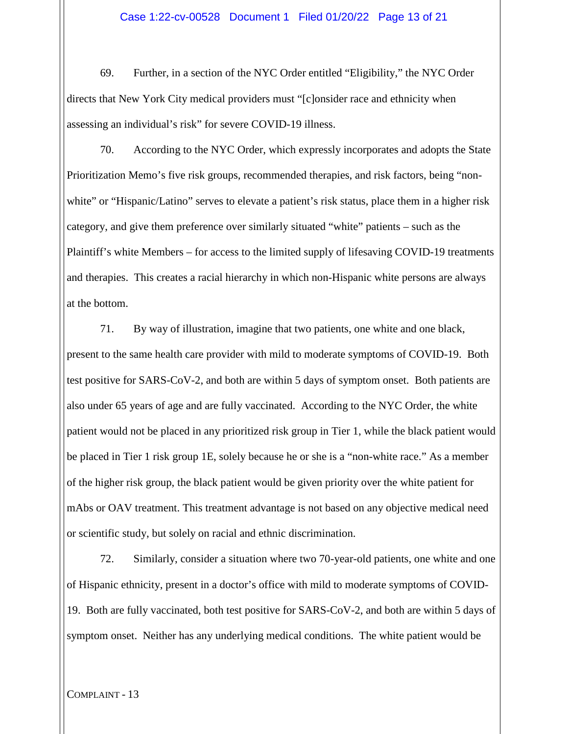69. Further, in a section of the NYC Order entitled "Eligibility," the NYC Order directs that New York City medical providers must "[c]onsider race and ethnicity when assessing an individual's risk" for severe COVID-19 illness.

70. According to the NYC Order, which expressly incorporates and adopts the State Prioritization Memo's five risk groups, recommended therapies, and risk factors, being "non-white" or "Hispanic/Latino" serves to elevate a patient's risk status, place them in a higher risk category, and give them preference over similarly situated "white" patients – such as the Plaintiff's white Members – for access to the limited supply of lifesaving COVID-19 treatments and therapies. This creates a racial hierarchy in which non-Hispanic white persons are always at the bottom.

71. By way of illustration, imagine that two patients, one white and one black, present to the same health care provider with mild to moderate symptoms of COVID-19. Both test positive for SARS-CoV-2, and both are within 5 days of symptom onset. Both patients are also under 65 years of age and are fully vaccinated. According to the NYC Order, the white patient would not be placed in any prioritized risk group in Tier 1, while the black patient would be placed in Tier 1 risk group 1E, solely because he or she is a "non-white race." As a member of the higher risk group, the black patient would be given priority over the white patient for mAbs or OAV treatment. This treatment advantage is not based on any objective medical need or scientific study, but solely on racial and ethnic discrimination.

72. Similarly, consider a situation where two 70-year-old patients, one white and one of Hispanic ethnicity, present in a doctor's office with mild to moderate symptoms of COVID-19. Both are fully vaccinated, both test positive for SARS-CoV-2, and both are within 5 days of symptom onset. Neither has any underlying medical conditions. The white patient would be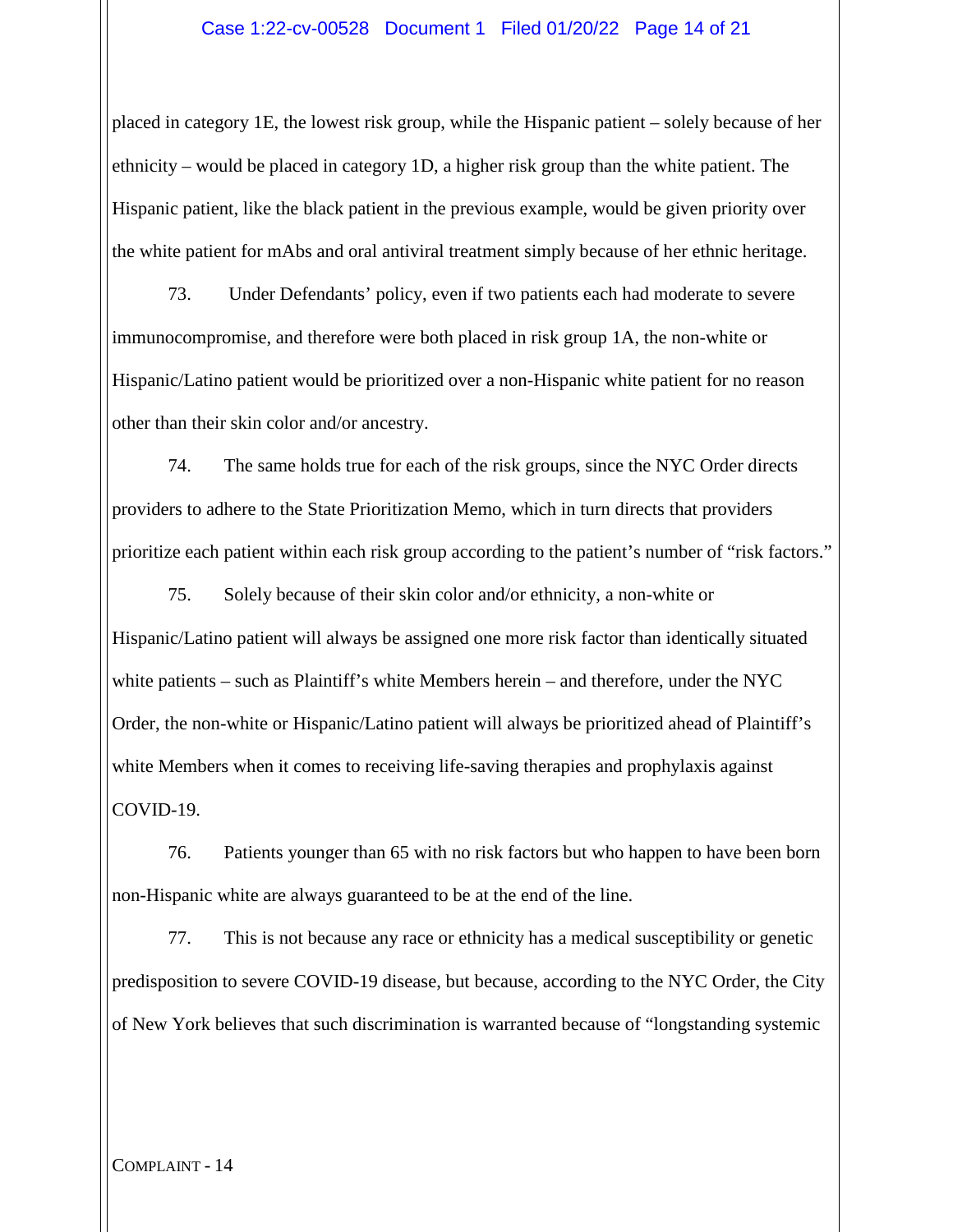placed in category 1E, the lowest risk group, while the Hispanic patient – solely because of her ethnicity – would be placed in category 1D, a higher risk group than the white patient. The Hispanic patient, like the black patient in the previous example, would be given priority over the white patient for mAbs and oral antiviral treatment simply because of her ethnic heritage.

73. Under Defendants' policy, even if two patients each had moderate to severe immunocompromise, and therefore were both placed in risk group 1A, the non-white or Hispanic/Latino patient would be prioritized over a non-Hispanic white patient for no reason other than their skin color and/or ancestry.

74. The same holds true for each of the risk groups, since the NYC Order directs providers to adhere to the State Prioritization Memo, which in turn directs that providers prioritize each patient within each risk group according to the patient's number of "risk factors."

75. Solely because of their skin color and/or ethnicity, a non-white or Hispanic/Latino patient will always be assigned one more risk factor than identically situated white patients – such as Plaintiff's white Members herein – and therefore, under the NYC Order, the non-white or Hispanic/Latino patient will always be prioritized ahead of Plaintiff's white Members when it comes to receiving life-saving therapies and prophylaxis against COVID-19.

76. Patients younger than 65 with no risk factors but who happen to have been born non-Hispanic white are always guaranteed to be at the end of the line.

77. This is not because any race or ethnicity has a medical susceptibility or genetic predisposition to severe COVID-19 disease, but because, according to the NYC Order, the City of New York believes that such discrimination is warranted because of "longstanding systemic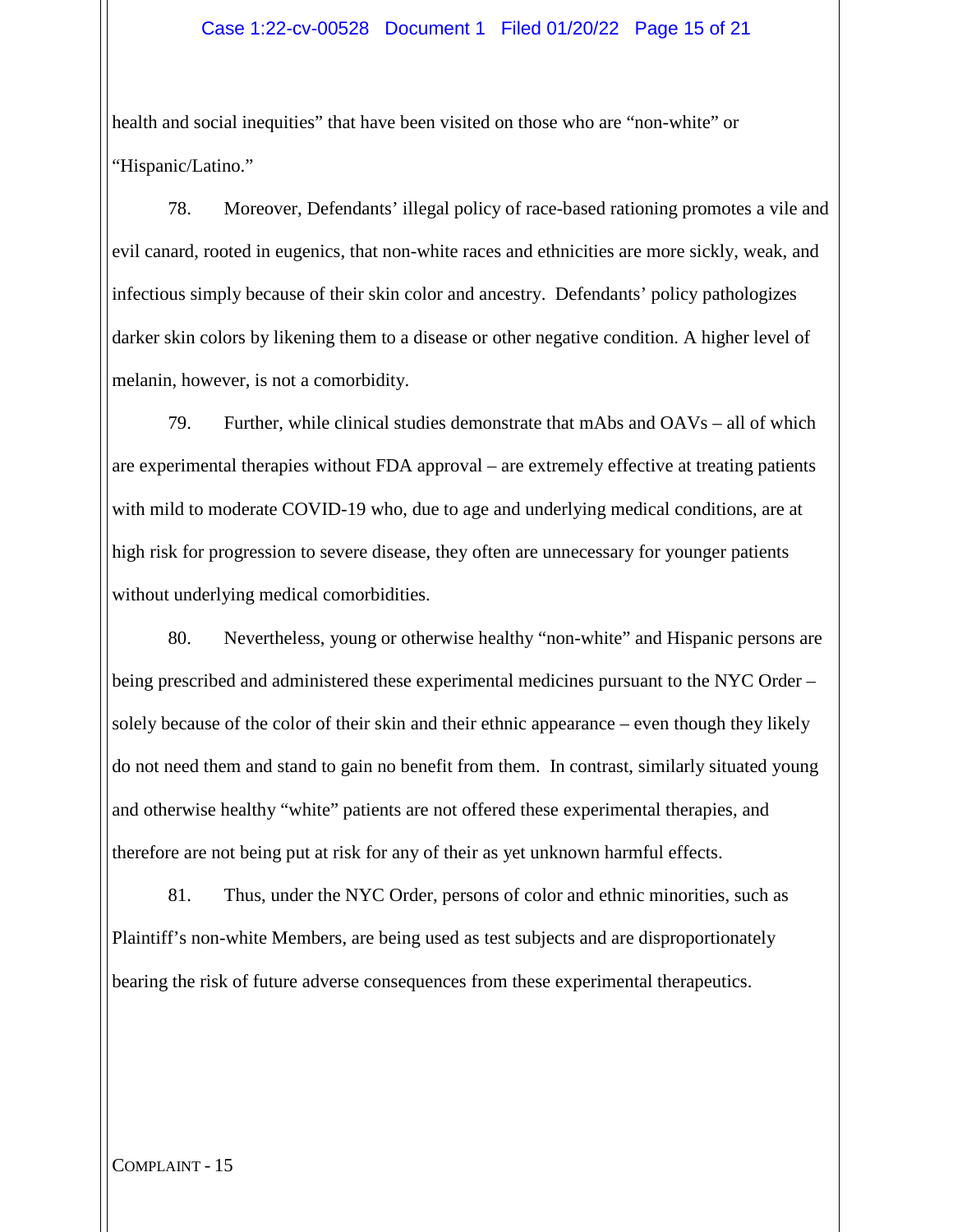health and social inequities" that have been visited on those who are "non-white" or "Hispanic/Latino."

78. Moreover, Defendants' illegal policy of race-based rationing promotes a vile and evil canard, rooted in eugenics, that non-white races and ethnicities are more sickly, weak, and infectious simply because of their skin color and ancestry. Defendants' policy pathologizes darker skin colors by likening them to a disease or other negative condition. A higher level of melanin, however, is not a comorbidity.

79. Further, while clinical studies demonstrate that mAbs and OAVs – all of which are experimental therapies without FDA approval – are extremely effective at treating patients with mild to moderate COVID-19 who, due to age and underlying medical conditions, are at high risk for progression to severe disease, they often are unnecessary for younger patients without underlying medical comorbidities.

80. Nevertheless, young or otherwise healthy "non-white" and Hispanic persons are being prescribed and administered these experimental medicines pursuant to the NYC Order – solely because of the color of their skin and their ethnic appearance – even though they likely do not need them and stand to gain no benefit from them. In contrast, similarly situated young and otherwise healthy "white" patients are not offered these experimental therapies, and therefore are not being put at risk for any of their as yet unknown harmful effects.

81. Thus, under the NYC Order, persons of color and ethnic minorities, such as Plaintiff's non-white Members, are being used as test subjects and are disproportionately bearing the risk of future adverse consequences from these experimental therapeutics.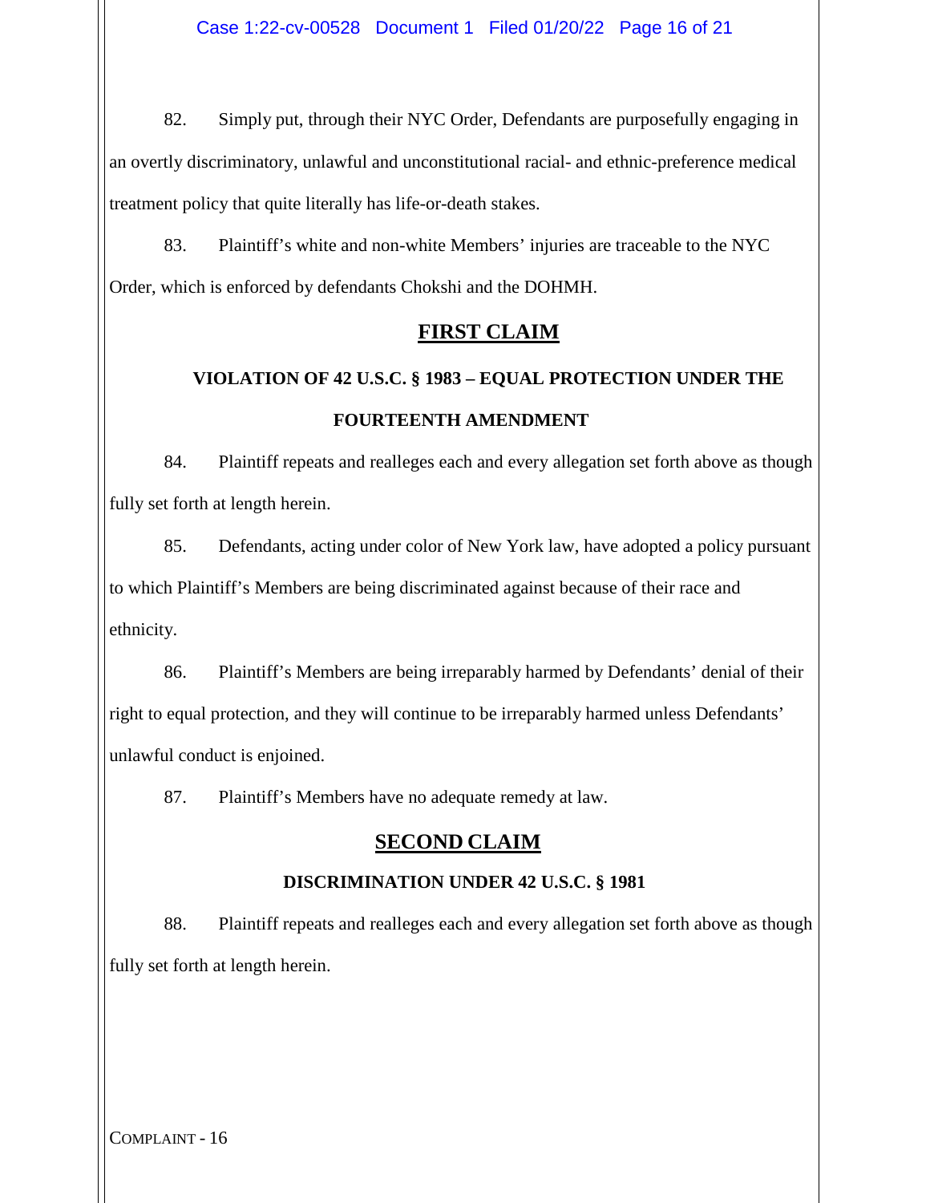82. Simply put, through their NYC Order, Defendants are purposefully engaging in an overtly discriminatory, unlawful and unconstitutional racial- and ethnic-preference medical treatment policy that quite literally has life-or-death stakes.

83. Plaintiff's white and non-white Members' injuries are traceable to the NYC Order, which is enforced by defendants Chokshi and the DOHMH.

## FIRST CLAIM

### VIOLATION OF 42 U.S.C. § 1983 – EQUAL PROTECTION UNDER THE FOURTEENTH AMENDMENT

84. Plaintiff repeats and realleges each and every allegation set forth above as though fully set forth at length herein.

85. Defendants, acting under color of New York law, have adopted a policy pursuant to which Plaintiff's Members are being discriminated against because of their race and ethnicity.

86. Plaintiff's Members are being irreparably harmed by Defendants' denial of their right to equal protection, and they will continue to be irreparably harmed unless Defendants' unlawful conduct is enjoined.

87. Plaintiff's Members have no adequate remedy at law.

## SECOND CLAIM

### DISCRIMINATION UNDER 42 U.S.C. § 1981

88. Plaintiff repeats and realleges each and every allegation set forth above as though fully set forth at length herein.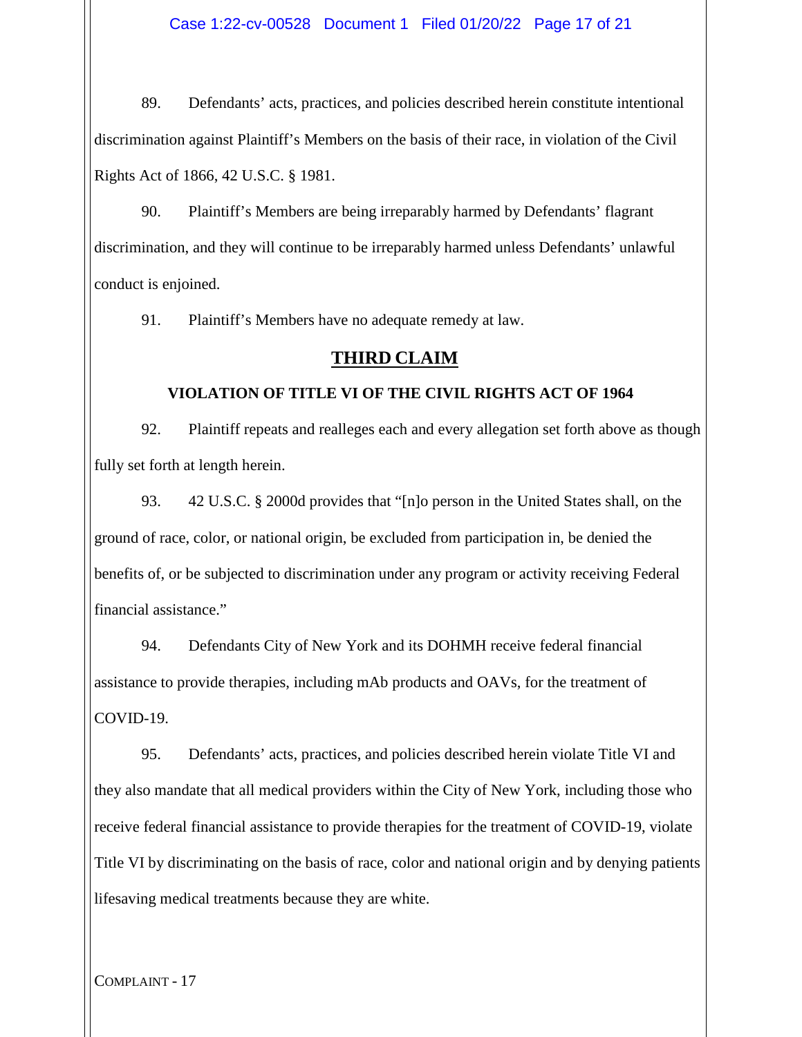89. Defendants' acts, practices, and policies described herein constitute intentional discrimination against Plaintiff's Members on the basis of their race, in violation of the Civil Rights Act of 1866, 42 U.S.C. § 1981.

90. Plaintiff's Members are being irreparably harmed by Defendants' flagrant discrimination, and they will continue to be irreparably harmed unless Defendants' unlawful conduct is enjoined.

91. Plaintiff's Members have no adequate remedy at law.

## THIRD CLAIM

### VIOLATION OF TITLE VI OF THE CIVIL RIGHTS ACT OF 1964

92. Plaintiff repeats and realleges each and every allegation set forth above as though fully set forth at length herein.

93. 42 U.S.C. § 2000d provides that "[n]o person in the United States shall, on the ground of race, color, or national origin, be excluded from participation in, be denied the benefits of, or be subjected to discrimination under any program or activity receiving Federal financial assistance."

94. Defendants City of New York and its DOHMH receive federal financial assistance to provide therapies, including mAb products and OAVs, for the treatment of COVID-19.

95. Defendants' acts, practices, and policies described herein violate Title VI and they also mandate that all medical providers within the City of New York, including those who receive federal financial assistance to provide therapies for the treatment of COVID-19, violate Title VI by discriminating on the basis of race, color and national origin and by denying patients lifesaving medical treatments because they are white.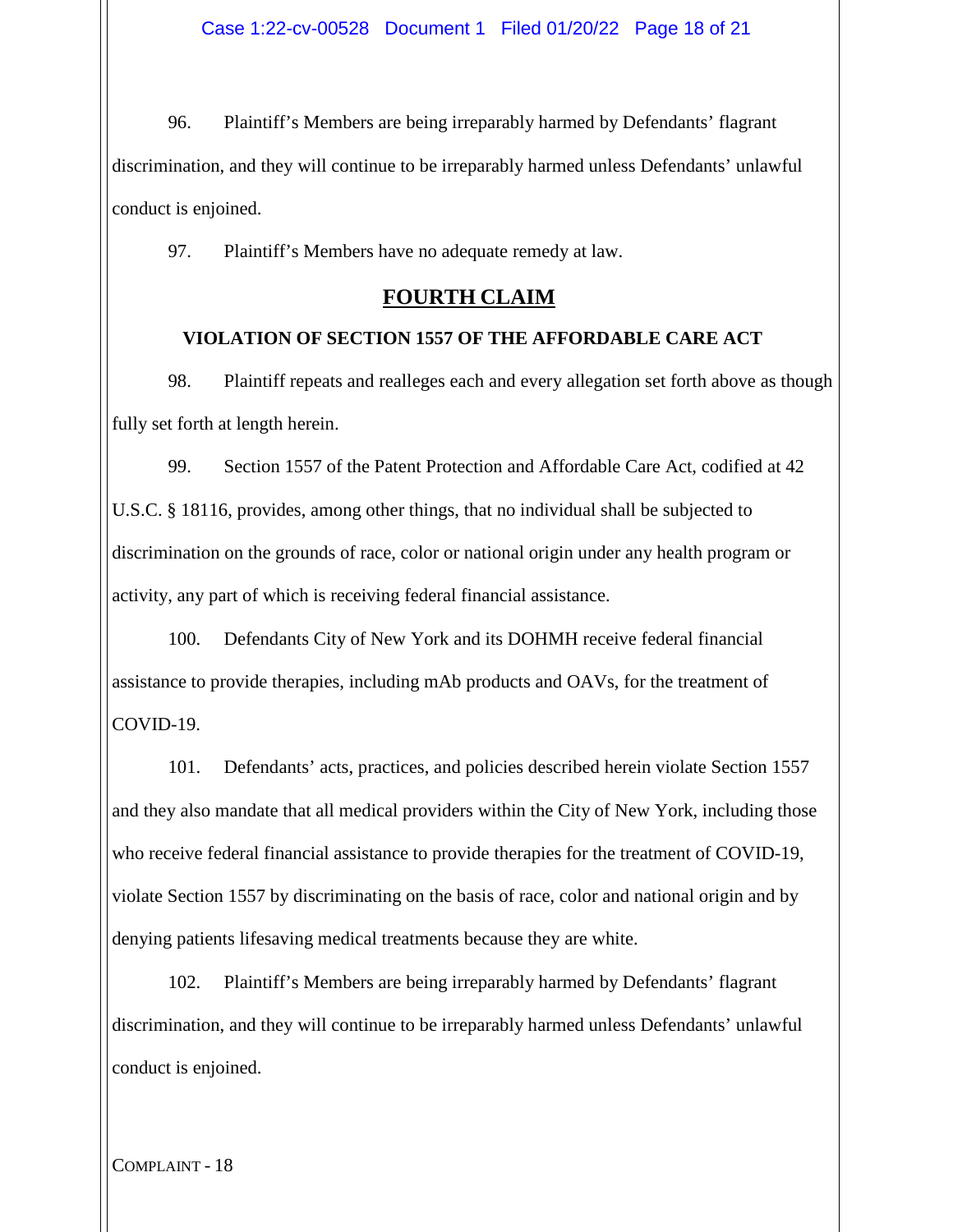96. Plaintiff's Members are being irreparably harmed by Defendants' flagrant discrimination, and they will continue to be irreparably harmed unless Defendants' unlawful conduct is enjoined.

97. Plaintiff's Members have no adequate remedy at law.

## FOURTH CLAIM

### VIOLATION OF SECTION 1557 OF THE AFFORDABLE CARE ACT

98. Plaintiff repeats and realleges each and every allegation set forth above as though fully set forth at length herein.

99. Section 1557 of the Patent Protection and Affordable Care Act, codified at 42 U.S.C. § 18116, provides, among other things, that no individual shall be subjected to discrimination on the grounds of race, color or national origin under any health program or activity, any part of which is receiving federal financial assistance.

100. Defendants City of New York and its DOHMH receive federal financial assistance to provide therapies, including mAb products and OAVs, for the treatment of COVID-19.

101. Defendants' acts, practices, and policies described herein violate Section 1557 and they also mandate that all medical providers within the City of New York, including those who receive federal financial assistance to provide therapies for the treatment of COVID-19, violate Section 1557 by discriminating on the basis of race, color and national origin and by denying patients lifesaving medical treatments because they are white.

102. Plaintiff's Members are being irreparably harmed by Defendants' flagrant discrimination, and they will continue to be irreparably harmed unless Defendants' unlawful conduct is enjoined.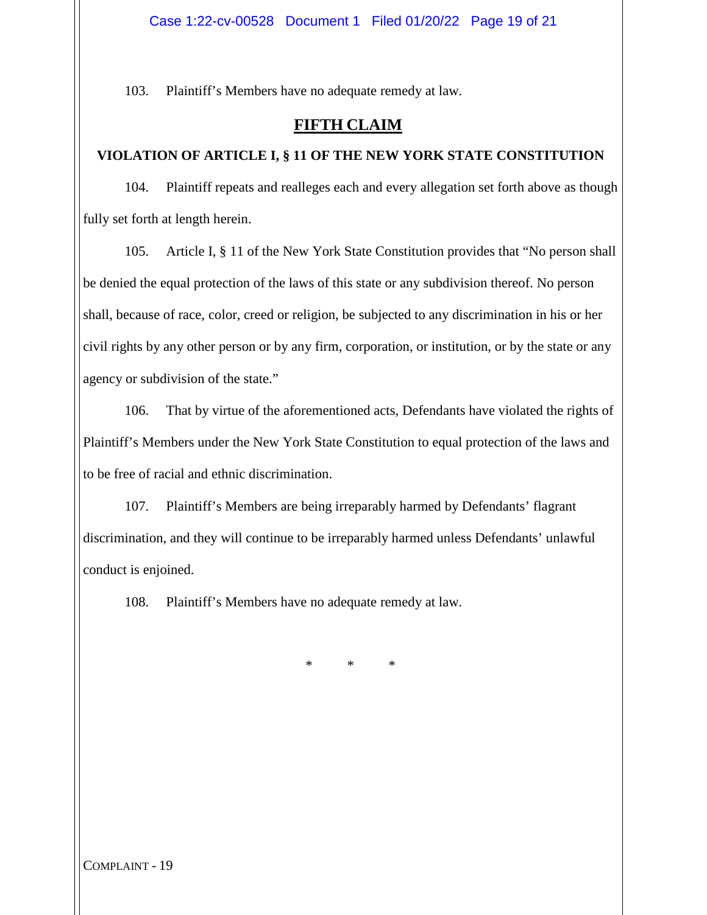103. Plaintiff's Members have no adequate remedy at law.

## FIFTH CLAIM

**VIOLATION OF ARTICLE I, § 11 OF THE NEW YORK STATE CONSTITUTION**

104. Plaintiff repeats and realleges each and every allegation set forth above as though fully set forth at length herein.

105. Article I, § 11 of the New York State Constitution provides that "No person shall be denied the equal protection of the laws of this state or any subdivision thereof. No person shall, because of race, color, creed or religion, be subjected to any discrimination in his or her civil rights by any other person or by any firm, corporation, or institution, or by the state or any agency or subdivision of the state."

106. That by virtue of the aforementioned acts, Defendants have violated the rights of Plaintiff's Members under the New York State Constitution to equal protection of the laws and to be free of racial and ethnic discrimination.

107. Plaintiff's Members are being irreparably harmed by Defendants' flagrant discrimination, and they will continue to be irreparably harmed unless Defendants' unlawful conduct is enjoined.

108. Plaintiff's Members have no adequate remedy at law.

\* \* \*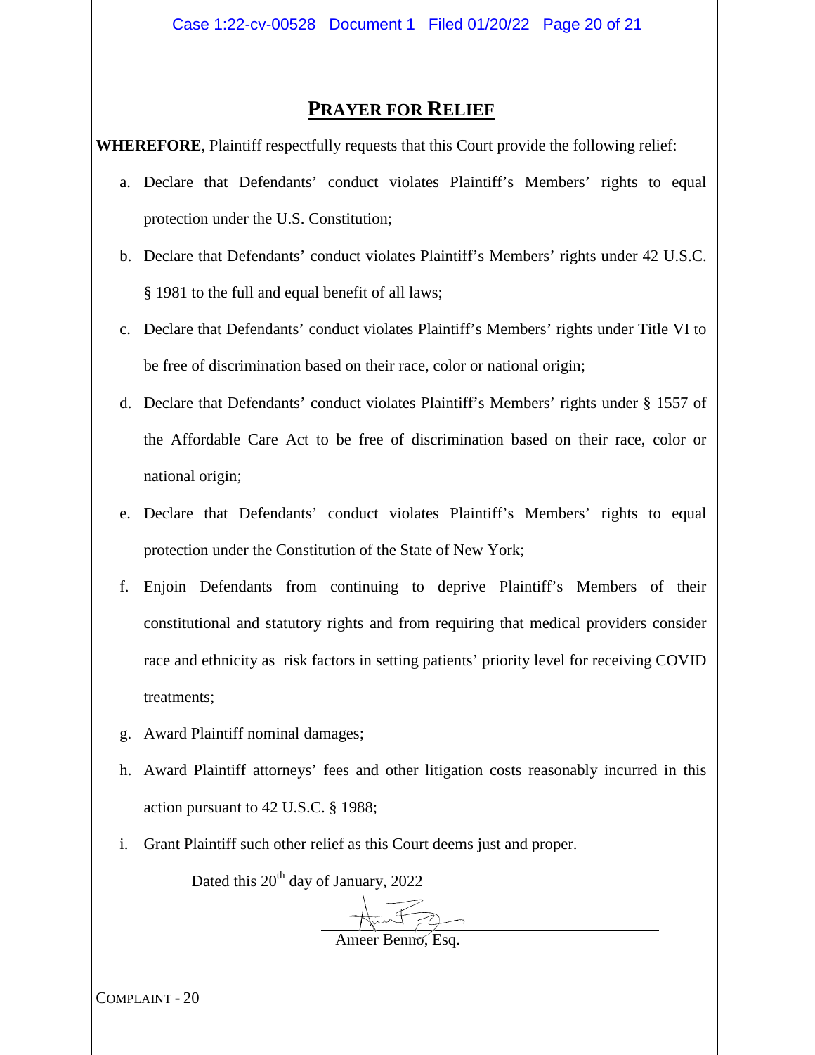## PRAYER FOR RELIEF

**WHEREFORE**, Plaintiff respectfully requests that this Court provide the following relief:

a. Declare that Defendants' conduct violates Plaintiff's Members' rights to equal protection under the U.S. Constitution;

b. Declare that Defendants' conduct violates Plaintiff's Members' rights under 42 U.S.C. § 1981 to the full and equal benefit of all laws;

c. Declare that Defendants' conduct violates Plaintiff's Members' rights under Title VI to be free of discrimination based on their race, color or national origin;

d. Declare that Defendants' conduct violates Plaintiff's Members' rights under § 1557 of the Affordable Care Act to be free of discrimination based on their race, color or national origin;

e. Declare that Defendants' conduct violates Plaintiff's Members' rights to equal protection under the Constitution of the State of New York;

f. Enjoin Defendants from continuing to deprive Plaintiff's Members of their constitutional and statutory rights and from requiring that medical providers consider race and ethnicity as risk factors in setting patients' priority level for receiving COVID treatments;

g. Award Plaintiff nominal damages;

h. Award Plaintiff attorneys' fees and other litigation costs reasonably incurred in this action pursuant to 42 U.S.C. § 1988;

i. Grant Plaintiff such other relief as this Court deems just and proper.

Dated this 20th day of January, 2022

Ameer Benno, Esq.

COMPLAINT - 20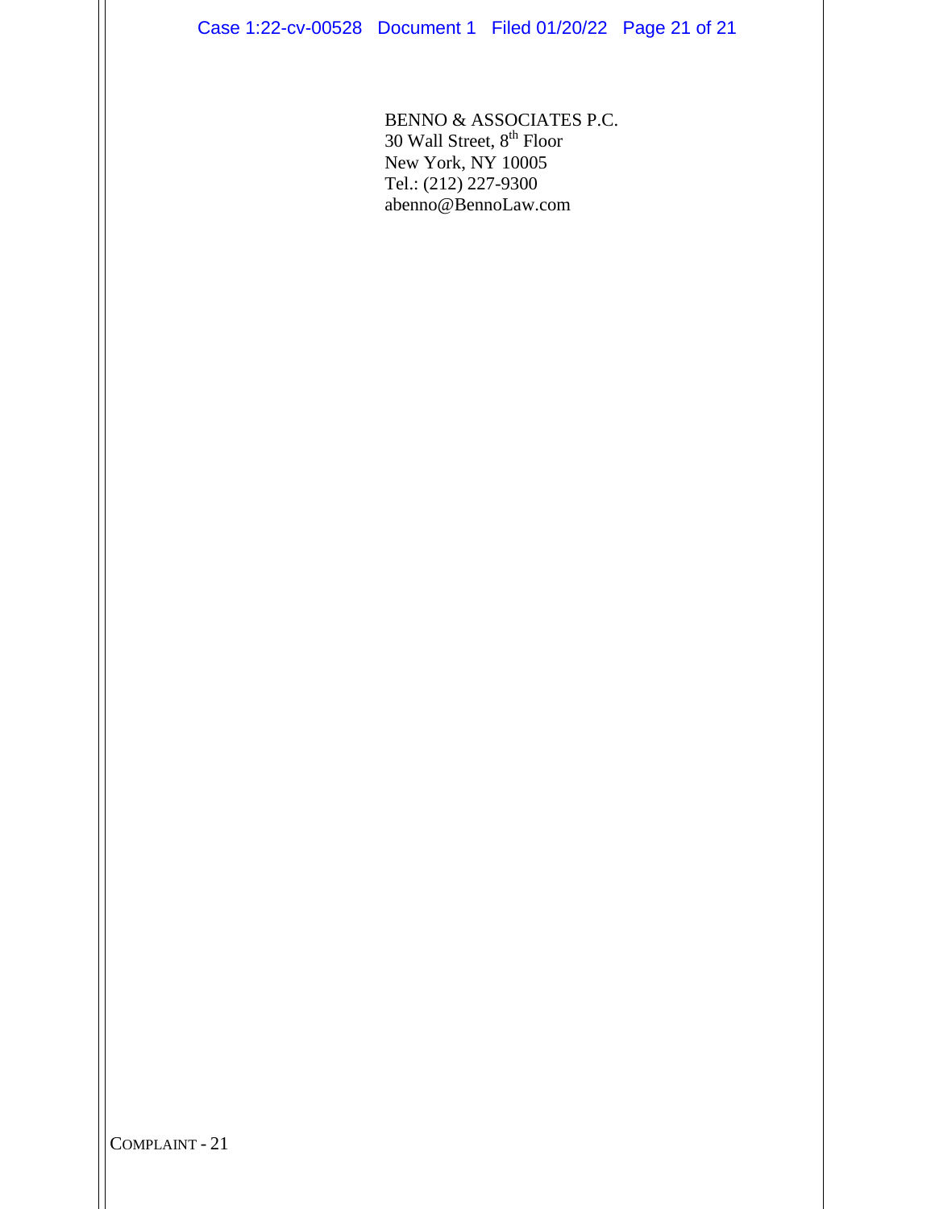BENNO & ASSOCIATES P.C.
30 Wall Street, 8th Floor
New York, NY 10005
Tel.: (212) 227-9300
abenno@BennoLaw.com